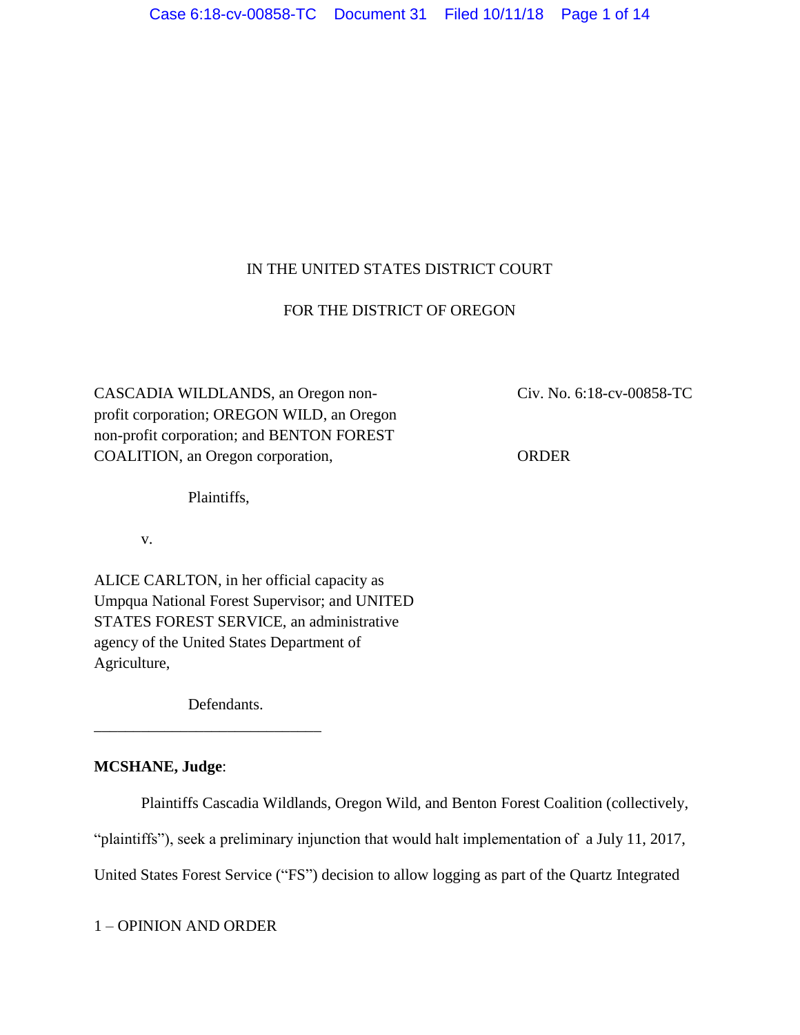IN THE UNITED STATES DISTRICT COURT

FOR THE DISTRICT OF OREGON

CASCADIA WILDLANDS, an Oregon non-profit corporation; OREGON WILD, an Oregon non-profit corporation; and BENTON FOREST COALITION, an Oregon corporation,

Plaintiffs,

v.

ALICE CARLTON, in her official capacity as Umpqua National Forest Supervisor; and UNITED STATES FOREST SERVICE, an administrative agency of the United States Department of Agriculture,

Defendants.

Civ. No. 6:18-cv-00858-TC

ORDER

---

**MCSHANE, Judge**:

Plaintiffs Cascadia Wildlands, Oregon Wild, and Benton Forest Coalition (collectively, "plaintiffs"), seek a preliminary injunction that would halt implementation of a July 11, 2017, United States Forest Service ("FS") decision to allow logging as part of the Quartz Integrated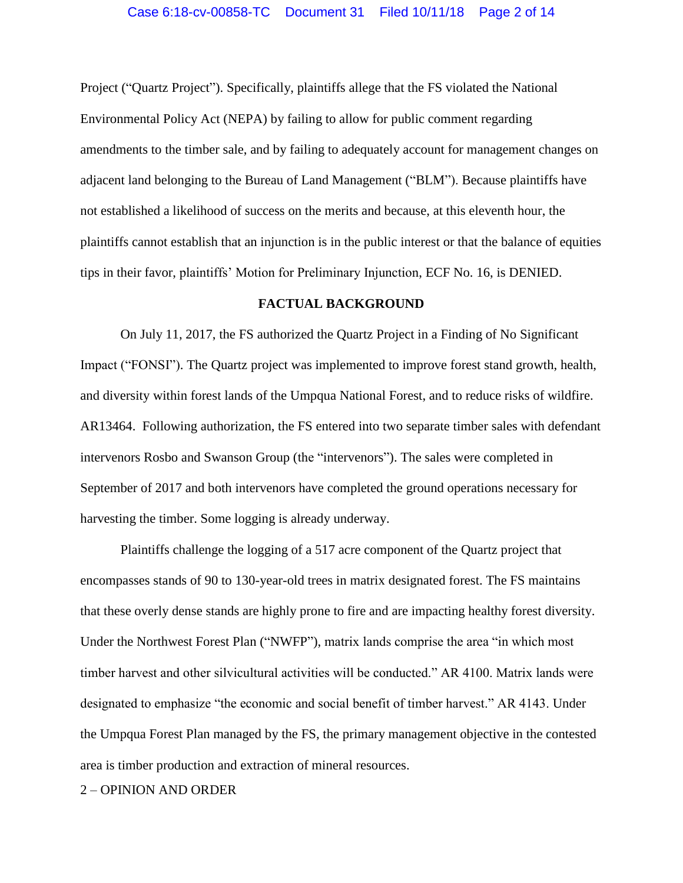Project ("Quartz Project"). Specifically, plaintiffs allege that the FS violated the National Environmental Policy Act (NEPA) by failing to allow for public comment regarding amendments to the timber sale, and by failing to adequately account for management changes on adjacent land belonging to the Bureau of Land Management ("BLM"). Because plaintiffs have not established a likelihood of success on the merits and because, at this eleventh hour, the plaintiffs cannot establish that an injunction is in the public interest or that the balance of equities tips in their favor, plaintiffs' Motion for Preliminary Injunction, ECF No. 16, is DENIED.

**FACTUAL BACKGROUND**

On July 11, 2017, the FS authorized the Quartz Project in a Finding of No Significant Impact ("FONSI"). The Quartz project was implemented to improve forest stand growth, health, and diversity within forest lands of the Umpqua National Forest, and to reduce risks of wildfire. AR13464. Following authorization, the FS entered into two separate timber sales with defendant intervenors Rosbo and Swanson Group (the "intervenors"). The sales were completed in September of 2017 and both intervenors have completed the ground operations necessary for harvesting the timber. Some logging is already underway.

Plaintiffs challenge the logging of a 517 acre component of the Quartz project that encompasses stands of 90 to 130-year-old trees in matrix designated forest. The FS maintains that these overly dense stands are highly prone to fire and are impacting healthy forest diversity. Under the Northwest Forest Plan ("NWFP"), matrix lands comprise the area "in which most timber harvest and other silvicultural activities will be conducted." AR 4100. Matrix lands were designated to emphasize "the economic and social benefit of timber harvest." AR 4143. Under the Umpqua Forest Plan managed by the FS, the primary management objective in the contested area is timber production and extraction of mineral resources.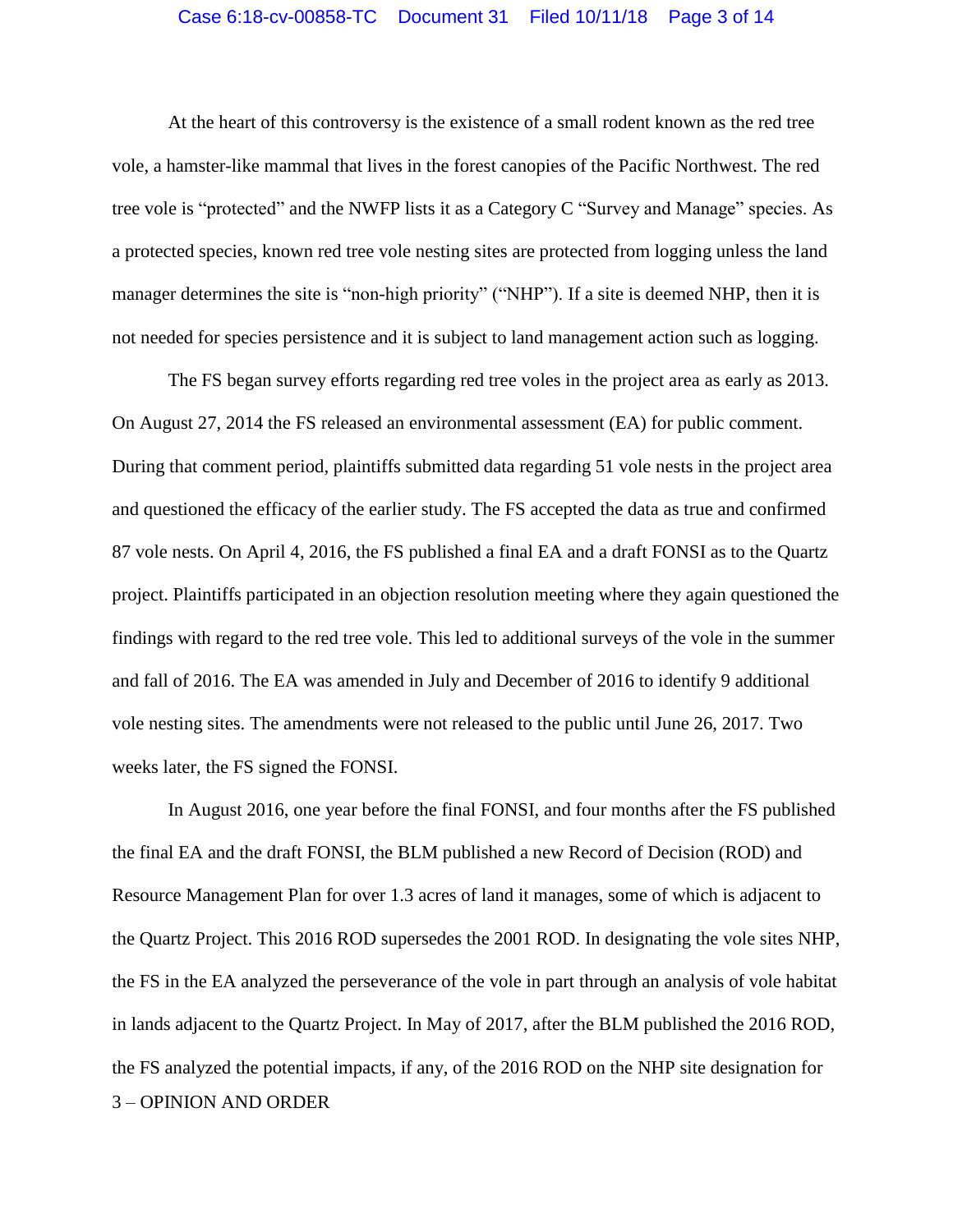At the heart of this controversy is the existence of a small rodent known as the red tree vole, a hamster-like mammal that lives in the forest canopies of the Pacific Northwest. The red tree vole is "protected" and the NWFP lists it as a Category C "Survey and Manage" species. As a protected species, known red tree vole nesting sites are protected from logging unless the land manager determines the site is "non-high priority" ("NHP"). If a site is deemed NHP, then it is not needed for species persistence and it is subject to land management action such as logging.

The FS began survey efforts regarding red tree voles in the project area as early as 2013. On August 27, 2014 the FS released an environmental assessment (EA) for public comment. During that comment period, plaintiffs submitted data regarding 51 vole nests in the project area and questioned the efficacy of the earlier study. The FS accepted the data as true and confirmed 87 vole nests. On April 4, 2016, the FS published a final EA and a draft FONSI as to the Quartz project. Plaintiffs participated in an objection resolution meeting where they again questioned the findings with regard to the red tree vole. This led to additional surveys of the vole in the summer and fall of 2016. The EA was amended in July and December of 2016 to identify 9 additional vole nesting sites. The amendments were not released to the public until June 26, 2017. Two weeks later, the FS signed the FONSI.

In August 2016, one year before the final FONSI, and four months after the FS published the final EA and the draft FONSI, the BLM published a new Record of Decision (ROD) and Resource Management Plan for over 1.3 acres of land it manages, some of which is adjacent to the Quartz Project. This 2016 ROD supersedes the 2001 ROD. In designating the vole sites NHP, the FS in the EA analyzed the perseverance of the vole in part through an analysis of vole habitat in lands adjacent to the Quartz Project. In May of 2017, after the BLM published the 2016 ROD, the FS analyzed the potential impacts, if any, of the 2016 ROD on the NHP site designation for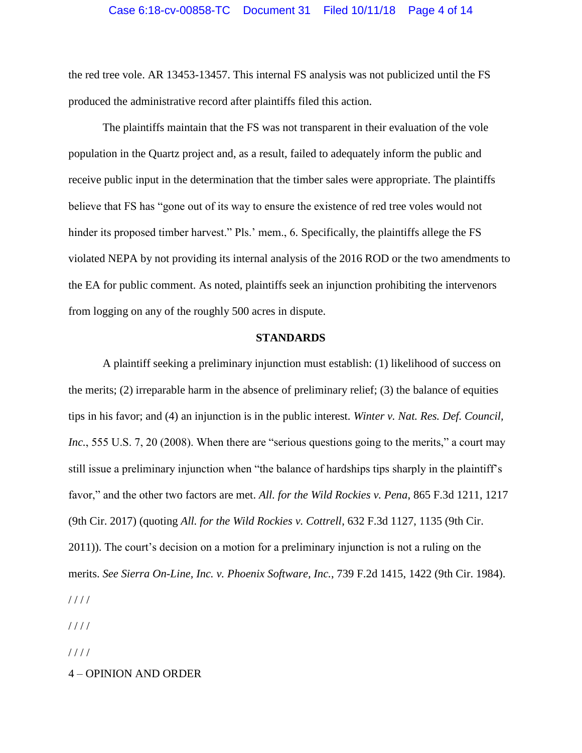the red tree vole. AR 13453-13457. This internal FS analysis was not publicized until the FS produced the administrative record after plaintiffs filed this action.

The plaintiffs maintain that the FS was not transparent in their evaluation of the vole population in the Quartz project and, as a result, failed to adequately inform the public and receive public input in the determination that the timber sales were appropriate. The plaintiffs believe that FS has "gone out of its way to ensure the existence of red tree voles would not hinder its proposed timber harvest." Pls.' mem., 6. Specifically, the plaintiffs allege the FS violated NEPA by not providing its internal analysis of the 2016 ROD or the two amendments to the EA for public comment. As noted, plaintiffs seek an injunction prohibiting the intervenors from logging on any of the roughly 500 acres in dispute.

## STANDARDS

A plaintiff seeking a preliminary injunction must establish: (1) likelihood of success on the merits; (2) irreparable harm in the absence of preliminary relief; (3) the balance of equities tips in his favor; and (4) an injunction is in the public interest. *Winter v. Nat. Res. Def. Council, Inc.*, 555 U.S. 7, 20 (2008). When there are "serious questions going to the merits," a court may still issue a preliminary injunction when "the balance of hardships tips sharply in the plaintiff's favor," and the other two factors are met. *All. for the Wild Rockies v. Pena*, 865 F.3d 1211, 1217 (9th Cir. 2017) (quoting *All. for the Wild Rockies v. Cottrell*, 632 F.3d 1127, 1135 (9th Cir. 2011)). The court's decision on a motion for a preliminary injunction is not a ruling on the merits. *See Sierra On-Line, Inc. v. Phoenix Software, Inc.*, 739 F.2d 1415, 1422 (9th Cir. 1984).

/ / / /

/ / / /

/ / / /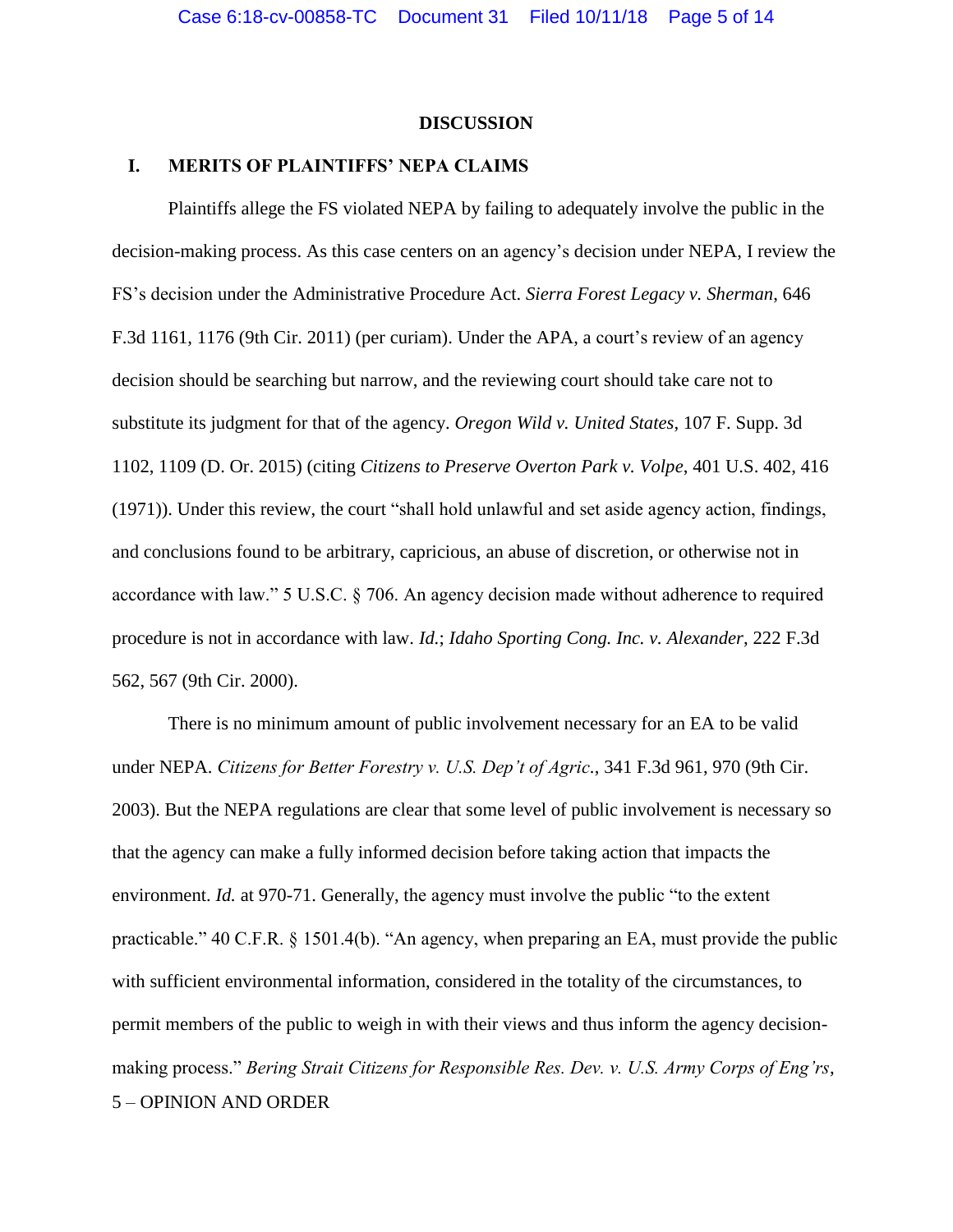## DISCUSSION

### I. MERITS OF PLAINTIFFS' NEPA CLAIMS

Plaintiffs allege the FS violated NEPA by failing to adequately involve the public in the decision-making process. As this case centers on an agency's decision under NEPA, I review the FS's decision under the Administrative Procedure Act. *Sierra Forest Legacy v. Sherman*, 646 F.3d 1161, 1176 (9th Cir. 2011) (per curiam). Under the APA, a court's review of an agency decision should be searching but narrow, and the reviewing court should take care not to substitute its judgment for that of the agency. *Oregon Wild v. United States*, 107 F. Supp. 3d 1102, 1109 (D. Or. 2015) (citing *Citizens to Preserve Overton Park v. Volpe*, 401 U.S. 402, 416 (1971)). Under this review, the court "shall hold unlawful and set aside agency action, findings, and conclusions found to be arbitrary, capricious, an abuse of discretion, or otherwise not in accordance with law." 5 U.S.C. § 706. An agency decision made without adherence to required procedure is not in accordance with law. *Id.*; *Idaho Sporting Cong. Inc. v. Alexander*, 222 F.3d 562, 567 (9th Cir. 2000).

There is no minimum amount of public involvement necessary for an EA to be valid under NEPA. *Citizens for Better Forestry v. U.S. Dep't of Agric.*, 341 F.3d 961, 970 (9th Cir. 2003). But the NEPA regulations are clear that some level of public involvement is necessary so that the agency can make a fully informed decision before taking action that impacts the environment. *Id.* at 970-71. Generally, the agency must involve the public "to the extent practicable." 40 C.F.R. § 1501.4(b). "An agency, when preparing an EA, must provide the public with sufficient environmental information, considered in the totality of the circumstances, to permit members of the public to weigh in with their views and thus inform the agency decision-making process." *Bering Strait Citizens for Responsible Res. Dev. v. U.S. Army Corps of Eng'rs*,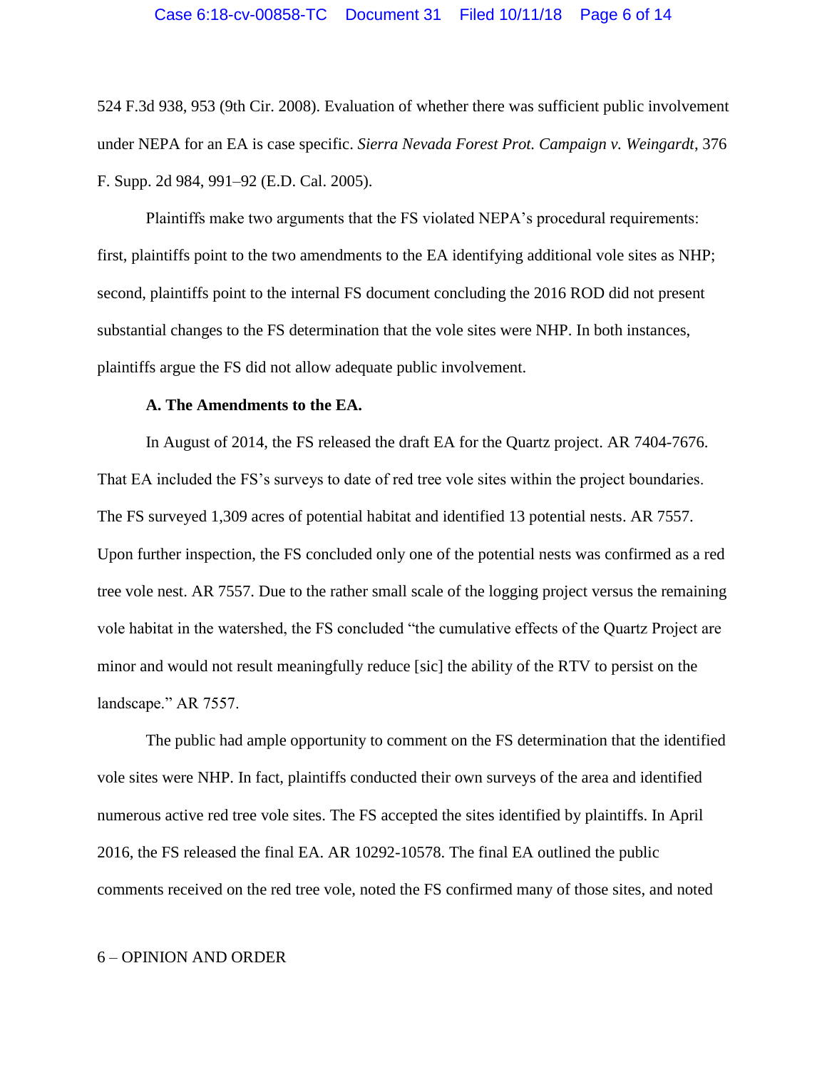524 F.3d 938, 953 (9th Cir. 2008). Evaluation of whether there was sufficient public involvement under NEPA for an EA is case specific. *Sierra Nevada Forest Prot. Campaign v. Weingardt*, 376 F. Supp. 2d 984, 991–92 (E.D. Cal. 2005).

Plaintiffs make two arguments that the FS violated NEPA's procedural requirements: first, plaintiffs point to the two amendments to the EA identifying additional vole sites as NHP; second, plaintiffs point to the internal FS document concluding the 2016 ROD did not present substantial changes to the FS determination that the vole sites were NHP. In both instances, plaintiffs argue the FS did not allow adequate public involvement.

**A. The Amendments to the EA.**

In August of 2014, the FS released the draft EA for the Quartz project. AR 7404-7676. That EA included the FS's surveys to date of red tree vole sites within the project boundaries. The FS surveyed 1,309 acres of potential habitat and identified 13 potential nests. AR 7557. Upon further inspection, the FS concluded only one of the potential nests was confirmed as a red tree vole nest. AR 7557. Due to the rather small scale of the logging project versus the remaining vole habitat in the watershed, the FS concluded "the cumulative effects of the Quartz Project are minor and would not result meaningfully reduce [sic] the ability of the RTV to persist on the landscape." AR 7557.

The public had ample opportunity to comment on the FS determination that the identified vole sites were NHP. In fact, plaintiffs conducted their own surveys of the area and identified numerous active red tree vole sites. The FS accepted the sites identified by plaintiffs. In April 2016, the FS released the final EA. AR 10292-10578. The final EA outlined the public comments received on the red tree vole, noted the FS confirmed many of those sites, and noted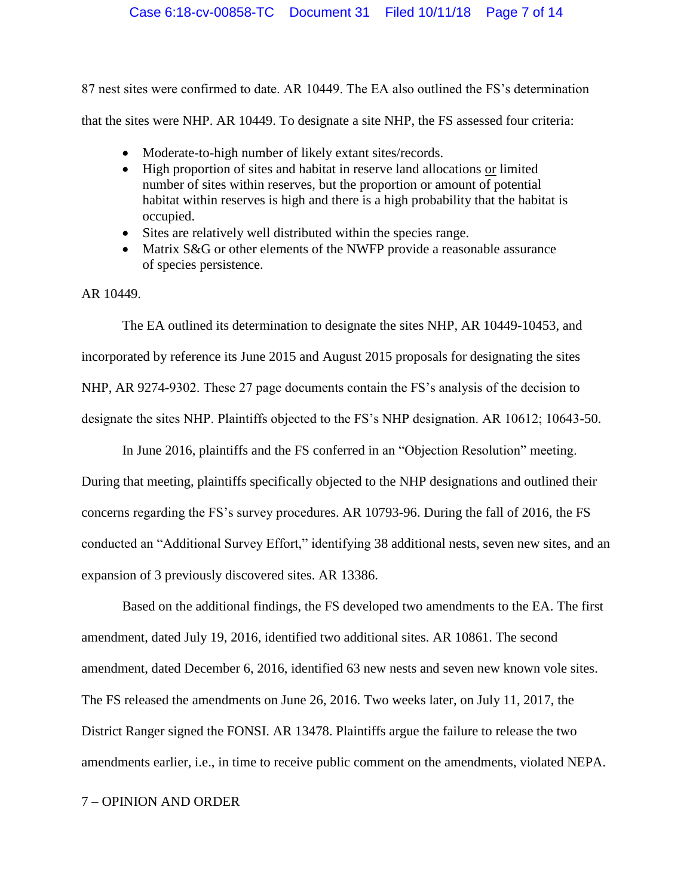87 nest sites were confirmed to date. AR 10449. The EA also outlined the FS's determination that the sites were NHP. AR 10449. To designate a site NHP, the FS assessed four criteria:

- Moderate-to-high number of likely extant sites/records.
- High proportion of sites and habitat in reserve land allocations <u>or</u> limited number of sites within reserves, but the proportion or amount of potential habitat within reserves is high and there is a high probability that the habitat is occupied.
- Sites are relatively well distributed within the species range.
- Matrix S&G or other elements of the NWFP provide a reasonable assurance of species persistence.

AR 10449.

The EA outlined its determination to designate the sites NHP, AR 10449-10453, and incorporated by reference its June 2015 and August 2015 proposals for designating the sites NHP, AR 9274-9302. These 27 page documents contain the FS's analysis of the decision to designate the sites NHP. Plaintiffs objected to the FS's NHP designation. AR 10612; 10643-50.

In June 2016, plaintiffs and the FS conferred in an "Objection Resolution" meeting. During that meeting, plaintiffs specifically objected to the NHP designations and outlined their concerns regarding the FS's survey procedures. AR 10793-96. During the fall of 2016, the FS conducted an "Additional Survey Effort," identifying 38 additional nests, seven new sites, and an expansion of 3 previously discovered sites. AR 13386.

Based on the additional findings, the FS developed two amendments to the EA. The first amendment, dated July 19, 2016, identified two additional sites. AR 10861. The second amendment, dated December 6, 2016, identified 63 new nests and seven new known vole sites. The FS released the amendments on June 26, 2016. Two weeks later, on July 11, 2017, the District Ranger signed the FONSI. AR 13478. Plaintiffs argue the failure to release the two amendments earlier, i.e., in time to receive public comment on the amendments, violated NEPA.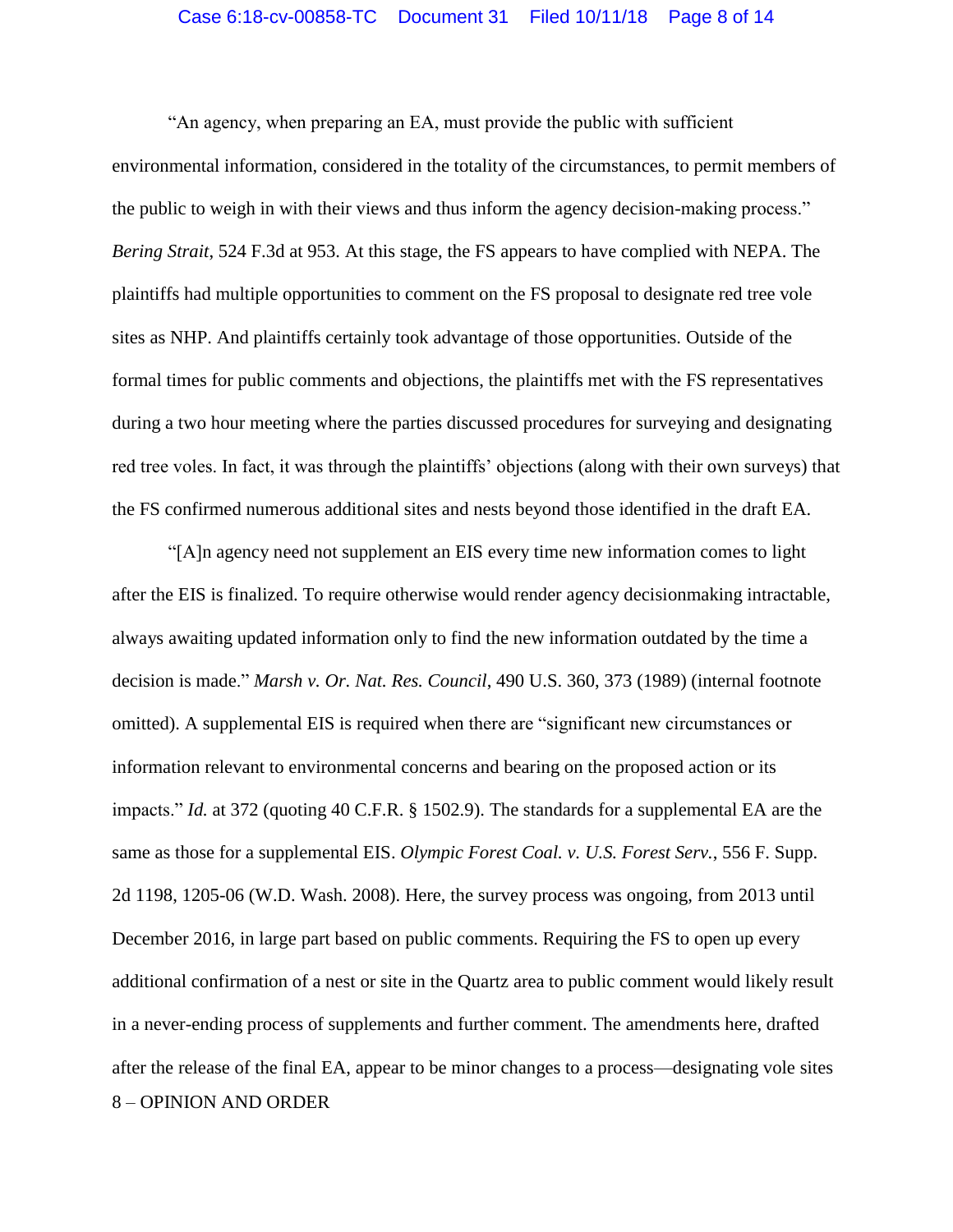"An agency, when preparing an EA, must provide the public with sufficient environmental information, considered in the totality of the circumstances, to permit members of the public to weigh in with their views and thus inform the agency decision-making process." *Bering Strait*, 524 F.3d at 953. At this stage, the FS appears to have complied with NEPA. The plaintiffs had multiple opportunities to comment on the FS proposal to designate red tree vole sites as NHP. And plaintiffs certainly took advantage of those opportunities. Outside of the formal times for public comments and objections, the plaintiffs met with the FS representatives during a two hour meeting where the parties discussed procedures for surveying and designating red tree voles. In fact, it was through the plaintiffs' objections (along with their own surveys) that the FS confirmed numerous additional sites and nests beyond those identified in the draft EA.

"[A]n agency need not supplement an EIS every time new information comes to light after the EIS is finalized. To require otherwise would render agency decisionmaking intractable, always awaiting updated information only to find the new information outdated by the time a decision is made." *Marsh v. Or. Nat. Res. Council*, 490 U.S. 360, 373 (1989) (internal footnote omitted). A supplemental EIS is required when there are "significant new circumstances or information relevant to environmental concerns and bearing on the proposed action or its impacts." *Id.* at 372 (quoting 40 C.F.R. § 1502.9). The standards for a supplemental EA are the same as those for a supplemental EIS. *Olympic Forest Coal. v. U.S. Forest Serv.*, 556 F. Supp. 2d 1198, 1205-06 (W.D. Wash. 2008). Here, the survey process was ongoing, from 2013 until December 2016, in large part based on public comments. Requiring the FS to open up every additional confirmation of a nest or site in the Quartz area to public comment would likely result in a never-ending process of supplements and further comment. The amendments here, drafted after the release of the final EA, appear to be minor changes to a process—designating vole sites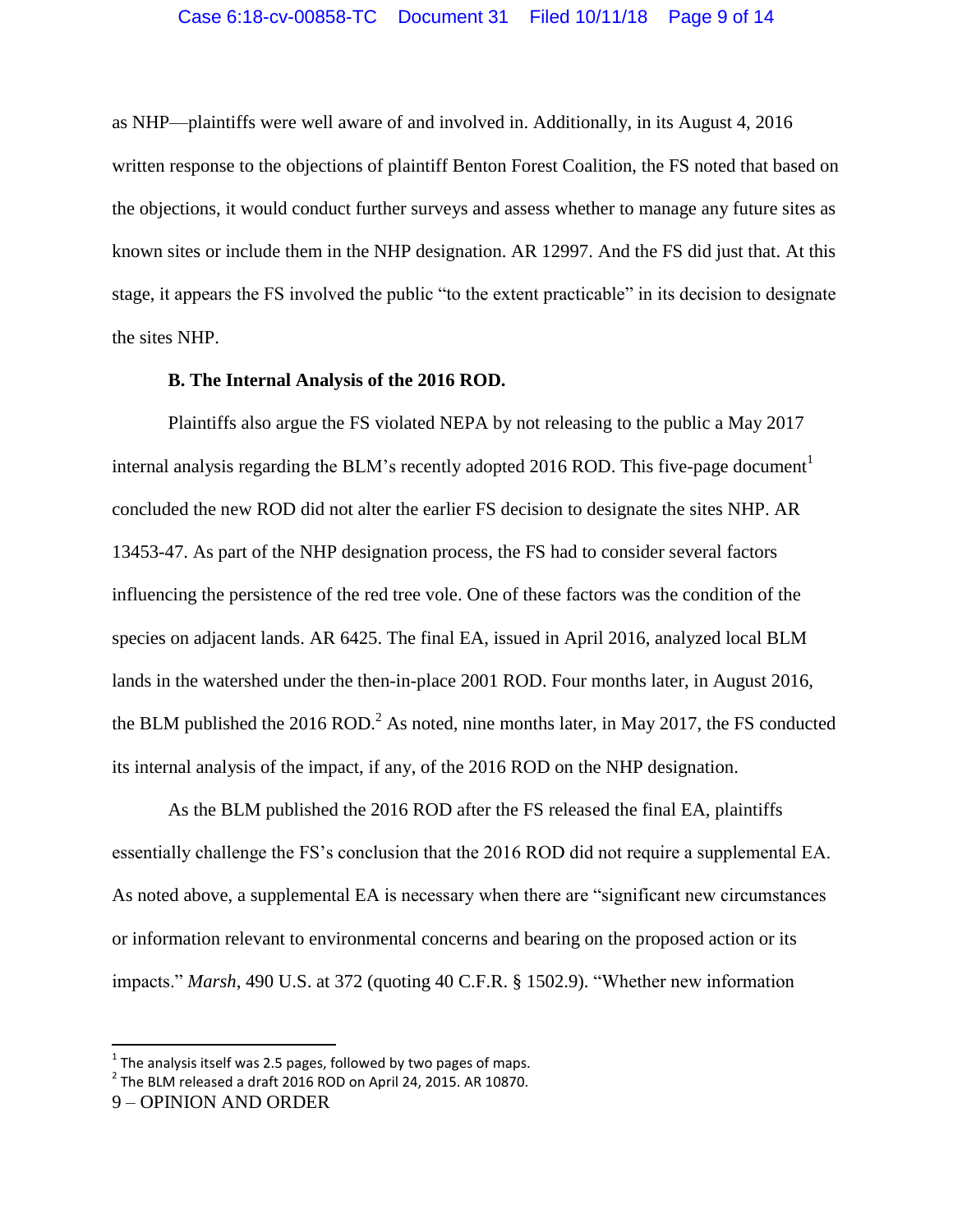as NHP—plaintiffs were well aware of and involved in. Additionally, in its August 4, 2016 written response to the objections of plaintiff Benton Forest Coalition, the FS noted that based on the objections, it would conduct further surveys and assess whether to manage any future sites as known sites or include them in the NHP designation. AR 12997. And the FS did just that. At this stage, it appears the FS involved the public "to the extent practicable" in its decision to designate the sites NHP.

**B. The Internal Analysis of the 2016 ROD.**

Plaintiffs also argue the FS violated NEPA by not releasing to the public a May 2017 internal analysis regarding the BLM's recently adopted 2016 ROD. This five-page document[1] concluded the new ROD did not alter the earlier FS decision to designate the sites NHP. AR 13453-47. As part of the NHP designation process, the FS had to consider several factors influencing the persistence of the red tree vole. One of these factors was the condition of the species on adjacent lands. AR 6425. The final EA, issued in April 2016, analyzed local BLM lands in the watershed under the then-in-place 2001 ROD. Four months later, in August 2016, the BLM published the 2016 ROD.[2] As noted, nine months later, in May 2017, the FS conducted its internal analysis of the impact, if any, of the 2016 ROD on the NHP designation.

As the BLM published the 2016 ROD after the FS released the final EA, plaintiffs essentially challenge the FS's conclusion that the 2016 ROD did not require a supplemental EA. As noted above, a supplemental EA is necessary when there are "significant new circumstances or information relevant to environmental concerns and bearing on the proposed action or its impacts." *Marsh*, 490 U.S. at 372 (quoting 40 C.F.R. § 1502.9). "Whether new information

---

[1] The analysis itself was 2.5 pages, followed by two pages of maps.

[2] The BLM released a draft 2016 ROD on April 24, 2015. AR 10870.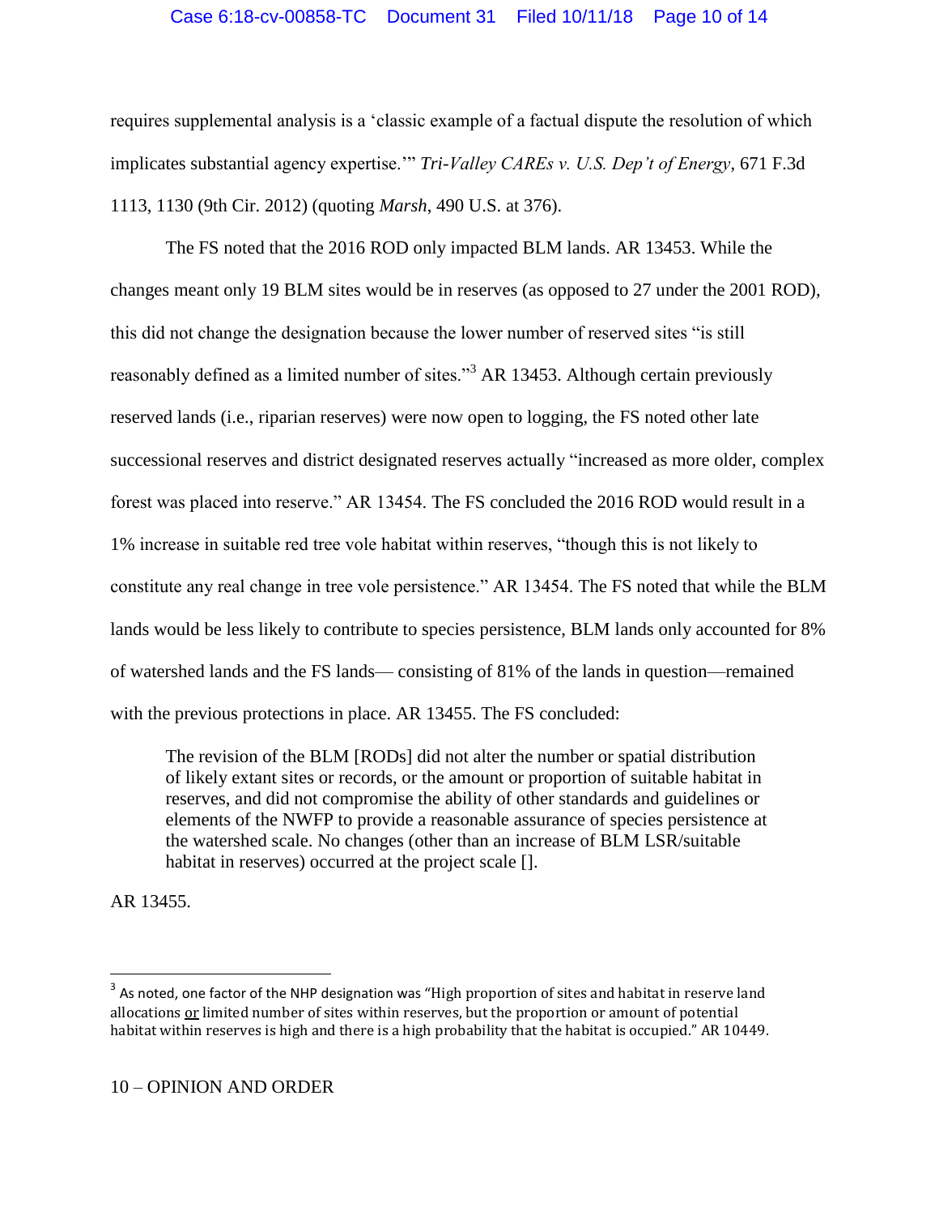requires supplemental analysis is a 'classic example of a factual dispute the resolution of which implicates substantial agency expertise.'" *Tri-Valley CAREs v. U.S. Dep't of Energy*, 671 F.3d 1113, 1130 (9th Cir. 2012) (quoting *Marsh*, 490 U.S. at 376).

The FS noted that the 2016 ROD only impacted BLM lands. AR 13453. While the changes meant only 19 BLM sites would be in reserves (as opposed to 27 under the 2001 ROD), this did not change the designation because the lower number of reserved sites "is still reasonably defined as a limited number of sites."[3] AR 13453. Although certain previously reserved lands (i.e., riparian reserves) were now open to logging, the FS noted other late successional reserves and district designated reserves actually "increased as more older, complex forest was placed into reserve." AR 13454. The FS concluded the 2016 ROD would result in a 1% increase in suitable red tree vole habitat within reserves, "though this is not likely to constitute any real change in tree vole persistence." AR 13454. The FS noted that while the BLM lands would be less likely to contribute to species persistence, BLM lands only accounted for 8% of watershed lands and the FS lands— consisting of 81% of the lands in question—remained with the previous protections in place. AR 13455. The FS concluded:

> The revision of the BLM [RODs] did not alter the number or spatial distribution of likely extant sites or records, or the amount or proportion of suitable habitat in reserves, and did not compromise the ability of other standards and guidelines or elements of the NWFP to provide a reasonable assurance of species persistence at the watershed scale. No changes (other than an increase of BLM LSR/suitable habitat in reserves) occurred at the project scale [].

AR 13455.

---

[3] As noted, one factor of the NHP designation was "High proportion of sites and habitat in reserve land allocations <u>or</u> limited number of sites within reserves, but the proportion or amount of potential habitat within reserves is high and there is a high probability that the habitat is occupied." AR 10449.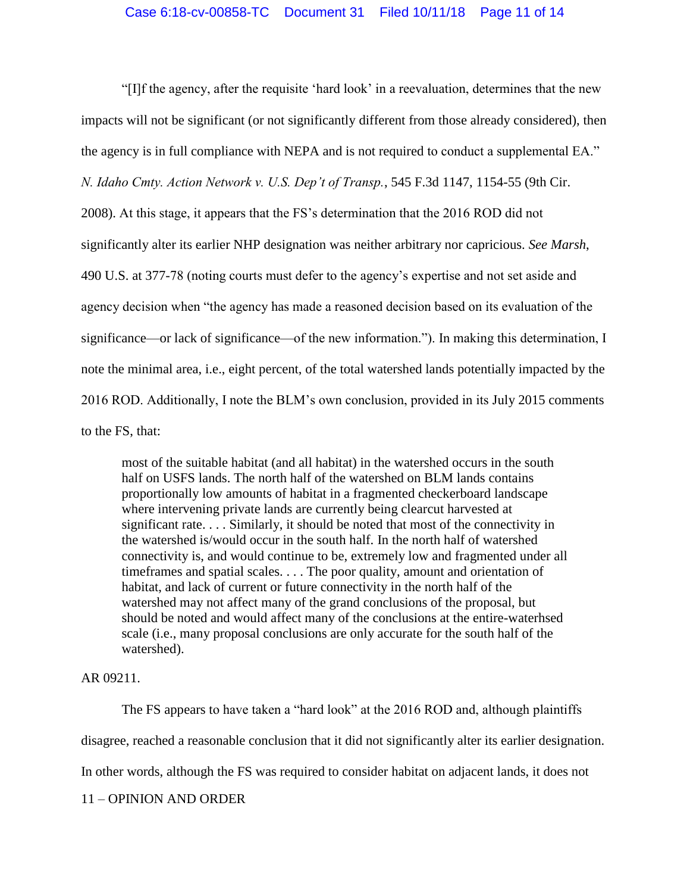"[I]f the agency, after the requisite 'hard look' in a reevaluation, determines that the new impacts will not be significant (or not significantly different from those already considered), then the agency is in full compliance with NEPA and is not required to conduct a supplemental EA." *N. Idaho Cmty. Action Network v. U.S. Dep't of Transp.*, 545 F.3d 1147, 1154-55 (9th Cir. 2008). At this stage, it appears that the FS's determination that the 2016 ROD did not significantly alter its earlier NHP designation was neither arbitrary nor capricious. *See Marsh*, 490 U.S. at 377-78 (noting courts must defer to the agency's expertise and not set aside and agency decision when "the agency has made a reasoned decision based on its evaluation of the significance—or lack of significance—of the new information."). In making this determination, I note the minimal area, i.e., eight percent, of the total watershed lands potentially impacted by the 2016 ROD. Additionally, I note the BLM's own conclusion, provided in its July 2015 comments to the FS, that:

> most of the suitable habitat (and all habitat) in the watershed occurs in the south half on USFS lands. The north half of the watershed on BLM lands contains proportionally low amounts of habitat in a fragmented checkerboard landscape where intervening private lands are currently being clearcut harvested at significant rate. . . . Similarly, it should be noted that most of the connectivity in the watershed is/would occur in the south half. In the north half of watershed connectivity is, and would continue to be, extremely low and fragmented under all timeframes and spatial scales. . . . The poor quality, amount and orientation of habitat, and lack of current or future connectivity in the north half of the watershed may not affect many of the grand conclusions of the proposal, but should be noted and would affect many of the conclusions at the entire-waterhsed scale (i.e., many proposal conclusions are only accurate for the south half of the watershed).

AR 09211.

The FS appears to have taken a "hard look" at the 2016 ROD and, although plaintiffs disagree, reached a reasonable conclusion that it did not significantly alter its earlier designation. In other words, although the FS was required to consider habitat on adjacent lands, it does not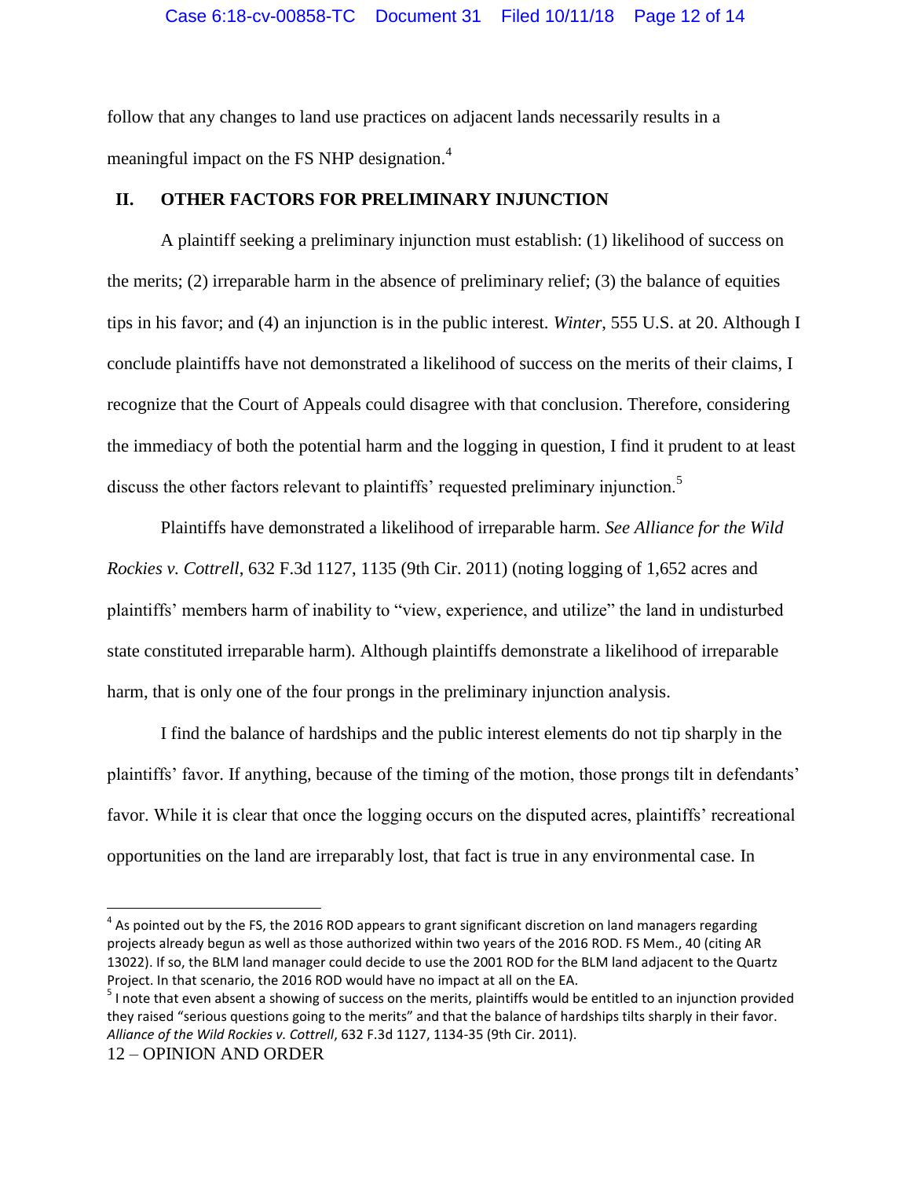follow that any changes to land use practices on adjacent lands necessarily results in a meaningful impact on the FS NHP designation.[4]

## II. OTHER FACTORS FOR PRELIMINARY INJUNCTION

A plaintiff seeking a preliminary injunction must establish: (1) likelihood of success on the merits; (2) irreparable harm in the absence of preliminary relief; (3) the balance of equities tips in his favor; and (4) an injunction is in the public interest. *Winter*, 555 U.S. at 20. Although I conclude plaintiffs have not demonstrated a likelihood of success on the merits of their claims, I recognize that the Court of Appeals could disagree with that conclusion. Therefore, considering the immediacy of both the potential harm and the logging in question, I find it prudent to at least discuss the other factors relevant to plaintiffs' requested preliminary injunction.[5]

Plaintiffs have demonstrated a likelihood of irreparable harm. *See Alliance for the Wild Rockies v. Cottrell*, 632 F.3d 1127, 1135 (9th Cir. 2011) (noting logging of 1,652 acres and plaintiffs' members harm of inability to "view, experience, and utilize" the land in undisturbed state constituted irreparable harm). Although plaintiffs demonstrate a likelihood of irreparable harm, that is only one of the four prongs in the preliminary injunction analysis.

I find the balance of hardships and the public interest elements do not tip sharply in the plaintiffs' favor. If anything, because of the timing of the motion, those prongs tilt in defendants' favor. While it is clear that once the logging occurs on the disputed acres, plaintiffs' recreational opportunities on the land are irreparably lost, that fact is true in any environmental case. In

---

[4] As pointed out by the FS, the 2016 ROD appears to grant significant discretion on land managers regarding projects already begun as well as those authorized within two years of the 2016 ROD. FS Mem., 40 (citing AR 13022). If so, the BLM land manager could decide to use the 2001 ROD for the BLM land adjacent to the Quartz Project. In that scenario, the 2016 ROD would have no impact at all on the EA.

[5] I note that even absent a showing of success on the merits, plaintiffs would be entitled to an injunction provided they raised "serious questions going to the merits" and that the balance of hardships tilts sharply in their favor. *Alliance of the Wild Rockies v. Cottrell*, 632 F.3d 1127, 1134-35 (9th Cir. 2011).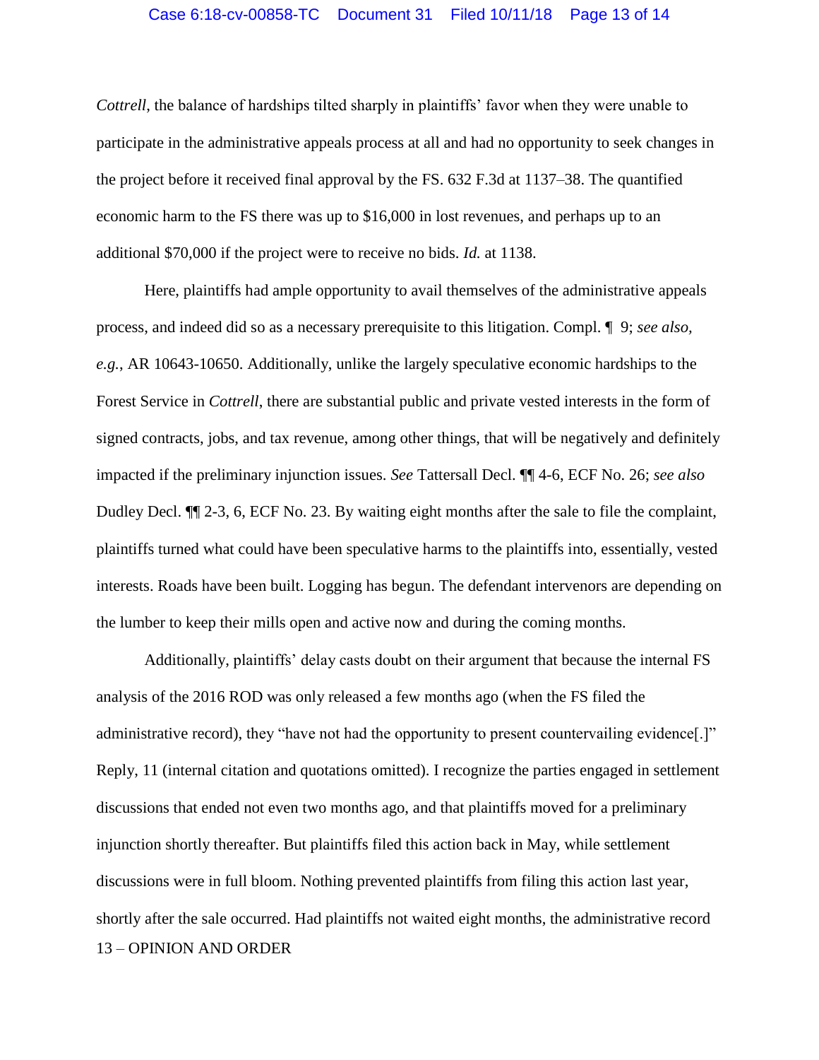*Cottrell*, the balance of hardships tilted sharply in plaintiffs' favor when they were unable to participate in the administrative appeals process at all and had no opportunity to seek changes in the project before it received final approval by the FS. 632 F.3d at 1137–38. The quantified economic harm to the FS there was up to $16,000 in lost revenues, and perhaps up to an additional $70,000 if the project were to receive no bids. *Id.* at 1138.

Here, plaintiffs had ample opportunity to avail themselves of the administrative appeals process, and indeed did so as a necessary prerequisite to this litigation. Compl. ¶ 9; *see also, e.g.*, AR 10643-10650. Additionally, unlike the largely speculative economic hardships to the Forest Service in *Cottrell*, there are substantial public and private vested interests in the form of signed contracts, jobs, and tax revenue, among other things, that will be negatively and definitely impacted if the preliminary injunction issues. *See* Tattersall Decl. ¶¶ 4-6, ECF No. 26; *see also* Dudley Decl. ¶¶ 2-3, 6, ECF No. 23. By waiting eight months after the sale to file the complaint, plaintiffs turned what could have been speculative harms to the plaintiffs into, essentially, vested interests. Roads have been built. Logging has begun. The defendant intervenors are depending on the lumber to keep their mills open and active now and during the coming months.

Additionally, plaintiffs' delay casts doubt on their argument that because the internal FS analysis of the 2016 ROD was only released a few months ago (when the FS filed the administrative record), they "have not had the opportunity to present countervailing evidence[.]" Reply, 11 (internal citation and quotations omitted). I recognize the parties engaged in settlement discussions that ended not even two months ago, and that plaintiffs moved for a preliminary injunction shortly thereafter. But plaintiffs filed this action back in May, while settlement discussions were in full bloom. Nothing prevented plaintiffs from filing this action last year, shortly after the sale occurred. Had plaintiffs not waited eight months, the administrative record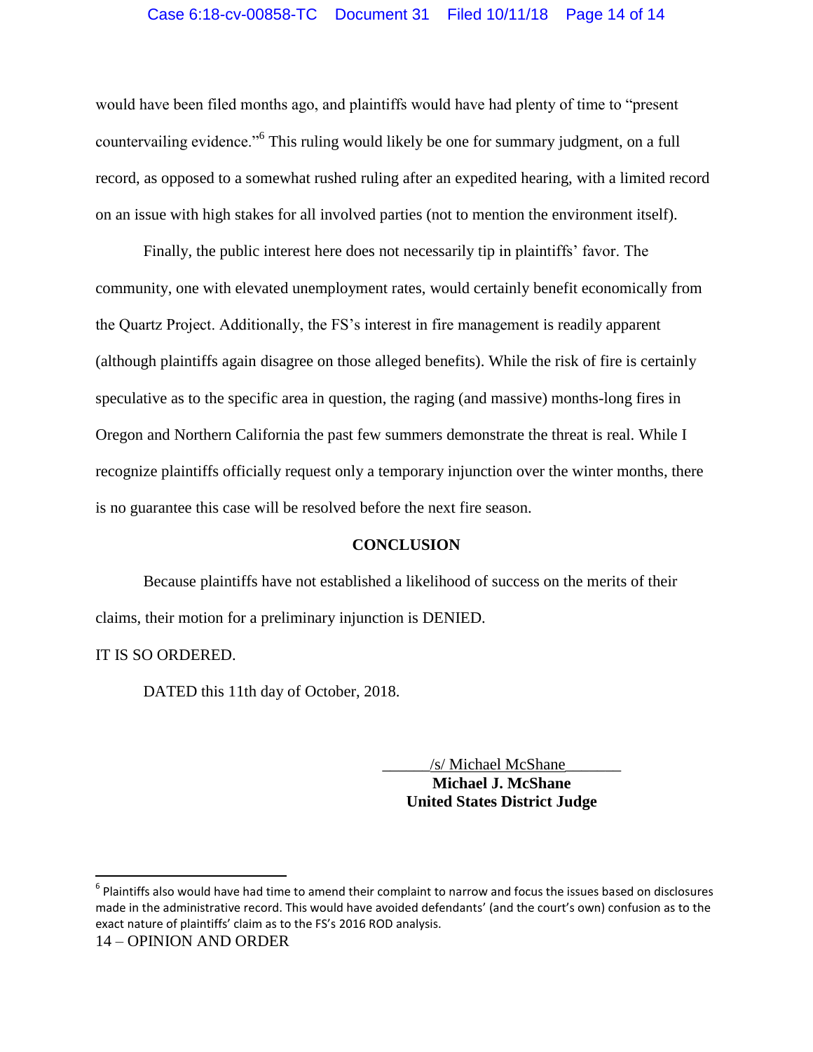would have been filed months ago, and plaintiffs would have had plenty of time to "present countervailing evidence."[6] This ruling would likely be one for summary judgment, on a full record, as opposed to a somewhat rushed ruling after an expedited hearing, with a limited record on an issue with high stakes for all involved parties (not to mention the environment itself).

Finally, the public interest here does not necessarily tip in plaintiffs' favor. The community, one with elevated unemployment rates, would certainly benefit economically from the Quartz Project. Additionally, the FS's interest in fire management is readily apparent (although plaintiffs again disagree on those alleged benefits). While the risk of fire is certainly speculative as to the specific area in question, the raging (and massive) months-long fires in Oregon and Northern California the past few summers demonstrate the threat is real. While I recognize plaintiffs officially request only a temporary injunction over the winter months, there is no guarantee this case will be resolved before the next fire season.

## CONCLUSION

Because plaintiffs have not established a likelihood of success on the merits of their claims, their motion for a preliminary injunction is DENIED.

IT IS SO ORDERED.

DATED this 11th day of October, 2018.

/s/ Michael McShane

**Michael J. McShane**
**United States District Judge**

---

[6] Plaintiffs also would have had time to amend their complaint to narrow and focus the issues based on disclosures made in the administrative record. This would have avoided defendants' (and the court's own) confusion as to the exact nature of plaintiffs' claim as to the FS's 2016 ROD analysis.

14 – OPINION AND ORDER